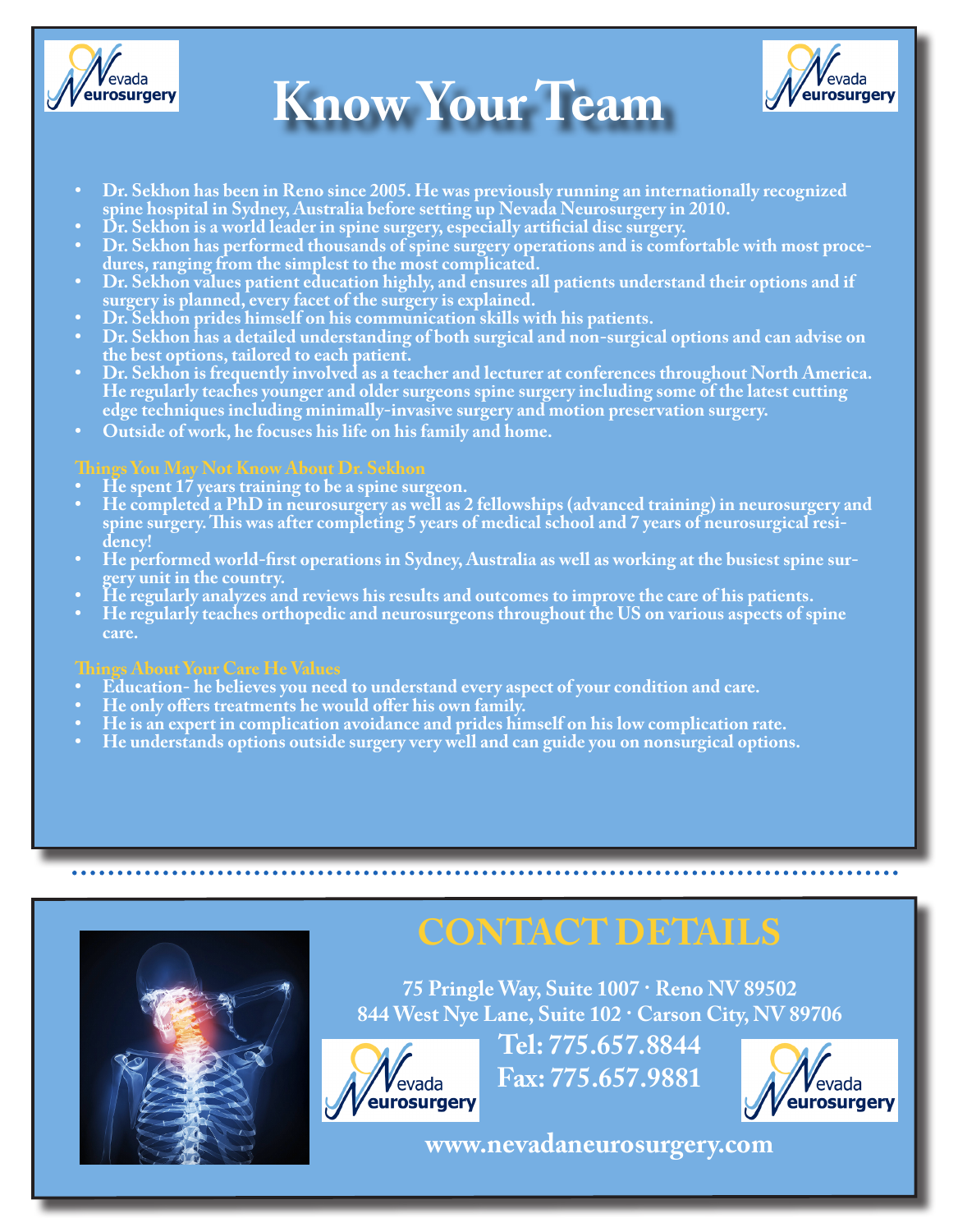# Know Your Team

- Dr. Sekhon has been in Reno since 2005. He was previously running an internationally recognized spine hospital in Sydney, Australia before setting up Nevada Neurosurgery in 2010.
- Dr. Sekhon is a world leader in spine surgery, especially artificial disc surgery.
- Dr. Sekhon has performed thousands of spine surgery operations and is comfortable with most procedures, ranging from the simplest to the most complicated.
- Dr. Sekhon values patient education highly, and ensures all patients understand their options and if surgery is planned, every facet of the surgery is explained.
- Dr. Sekhon prides himself on his communication skills with his patients.
- Dr. Sekhon has a detailed understanding of both surgical and non-surgical options and can advise on the best options, tailored to each patient.
- Dr. Sekhon is frequently involved as a teacher and lecturer at conferences throughout North America. He regularly teaches younger and older surgeons spine surgery including some of the latest cutting edge techniques including minimally-invasive surgery and motion preservation surgery.
- Outside of work, he focuses his life on his family and home.

## Things You May Not Know About Dr. Sekhon

- He spent 17 years training to be a spine surgeon.
- He completed a PhD in neurosurgery as well as 2 fellowships (advanced training) in neurosurgery and spine surgery. This was after completing 5 years of medical school and 7 years of neurosurgical residency!
- He performed world-first operations in Sydney, Australia as well as working at the busiest spine surgery unit in the country.
- He regularly analyzes and reviews his results and outcomes to improve the care of his patients.
- He regularly teaches orthopedic and neurosurgeons throughout the US on various aspects of spine care.

## Things About Your Care He Values

- Education- he believes you need to understand every aspect of your condition and care.
- He only offers treatments he would offer his own family.
- He is an expert in complication avoidance and prides himself on his low complication rate.
- He understands options outside surgery very well and can guide you on nonsurgical options.

# CONTACT DETAILS

75 Pringle Way, Suite 1007 · Reno NV 89502
844 West Nye Lane, Suite 102 · Carson City, NV 89706

**Tel: 775.657.8844**
**Fax: 775.657.9881**

www.nevadaneurosurgery.com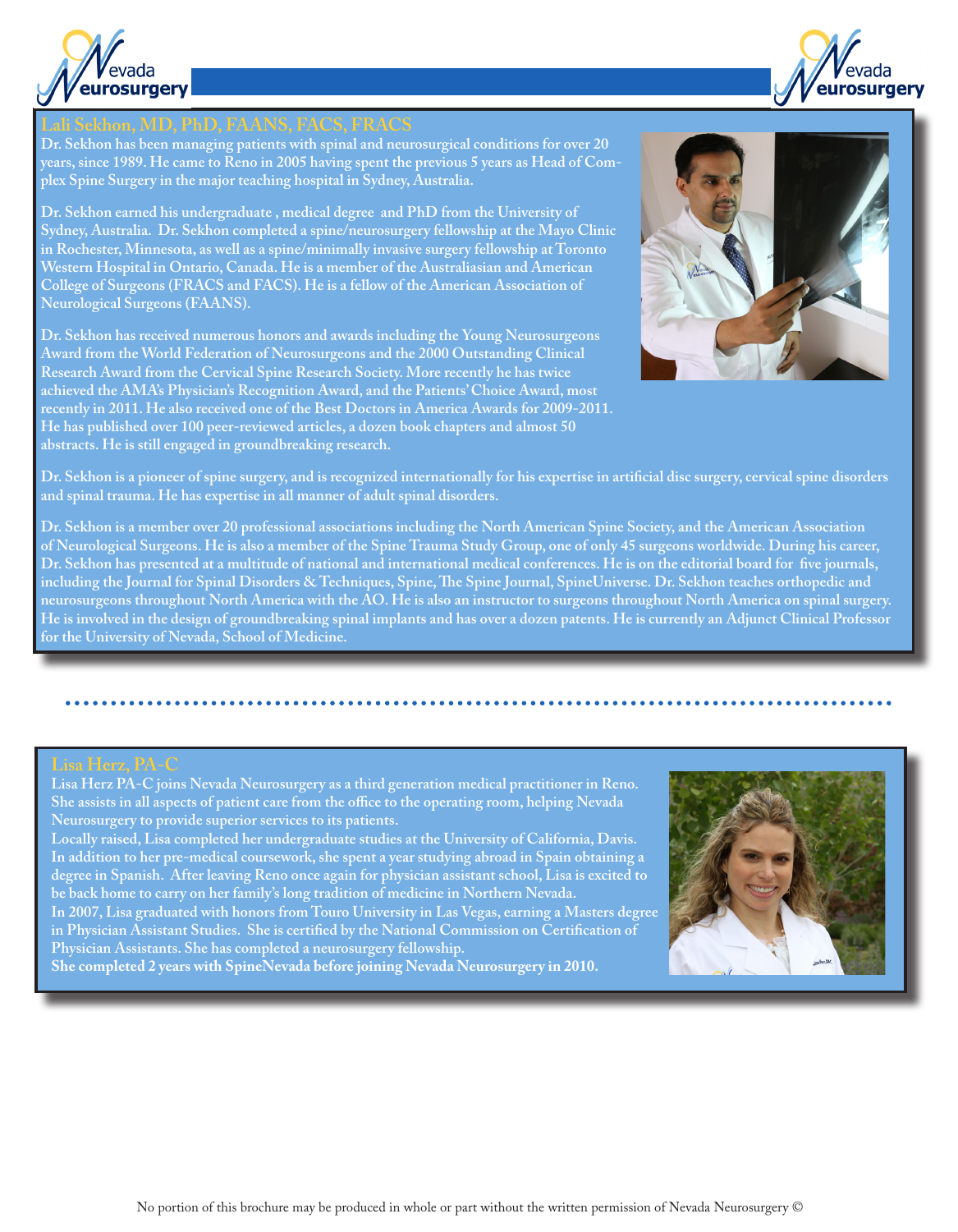## Lali Sekhon, MD, PhD, FAANS, FACS, FRACS

Dr. Sekhon has been managing patients with spinal and neurosurgical conditions for over 20 years, since 1989. He came to Reno in 2005 having spent the previous 5 years as Head of Complex Spine Surgery in the major teaching hospital in Sydney, Australia.

Dr. Sekhon earned his undergraduate , medical degree and PhD from the University of Sydney, Australia. Dr. Sekhon completed a spine/neurosurgery fellowship at the Mayo Clinic in Rochester, Minnesota, as well as a spine/minimally invasive surgery fellowship at Toronto Western Hospital in Ontario, Canada. He is a member of the Australiasian and American College of Surgeons (FRACS and FACS). He is a fellow of the American Association of Neurological Surgeons (FAANS).

Dr. Sekhon has received numerous honors and awards including the Young Neurosurgeons Award from the World Federation of Neurosurgeons and the 2000 Outstanding Clinical Research Award from the Cervical Spine Research Society. More recently he has twice achieved the AMA's Physician's Recognition Award, and the Patients' Choice Award, most recently in 2011. He also received one of the Best Doctors in America Awards for 2009-2011. He has published over 100 peer-reviewed articles, a dozen book chapters and almost 50 abstracts. He is still engaged in groundbreaking research.

Dr. Sekhon is a pioneer of spine surgery, and is recognized internationally for his expertise in artificial disc surgery, cervical spine disorders and spinal trauma. He has expertise in all manner of adult spinal disorders.

Dr. Sekhon is a member over 20 professional associations including the North American Spine Society, and the American Association of Neurological Surgeons. He is also a member of the Spine Trauma Study Group, one of only 45 surgeons worldwide. During his career, Dr. Sekhon has presented at a multitude of national and international medical conferences. He is on the editorial board for five journals, including the Journal for Spinal Disorders & Techniques, Spine, The Spine Journal, SpineUniverse. Dr. Sekhon teaches orthopedic and neurosurgeons throughout North America with the AO. He is also an instructor to surgeons throughout North America on spinal surgery. He is involved in the design of groundbreaking spinal implants and has over a dozen patents. He is currently an Adjunct Clinical Professor for the University of Nevada, School of Medicine.

## Lisa Herz, PA-C

Lisa Herz PA-C joins Nevada Neurosurgery as a third generation medical practitioner in Reno. She assists in all aspects of patient care from the office to the operating room, helping Nevada Neurosurgery to provide superior services to its patients.

Locally raised, Lisa completed her undergraduate studies at the University of California, Davis. In addition to her pre-medical coursework, she spent a year studying abroad in Spain obtaining a degree in Spanish. After leaving Reno once again for physician assistant school, Lisa is excited to be back home to carry on her family's long tradition of medicine in Northern Nevada.

In 2007, Lisa graduated with honors from Touro University in Las Vegas, earning a Masters degree in Physician Assistant Studies. She is certified by the National Commission on Certification of Physician Assistants. She has completed a neurosurgery fellowship.

She completed 2 years with SpineNevada before joining Nevada Neurosurgery in 2010.

No portion of this brochure may be produced in whole or part without the written permission of Nevada Neurosurgery ©